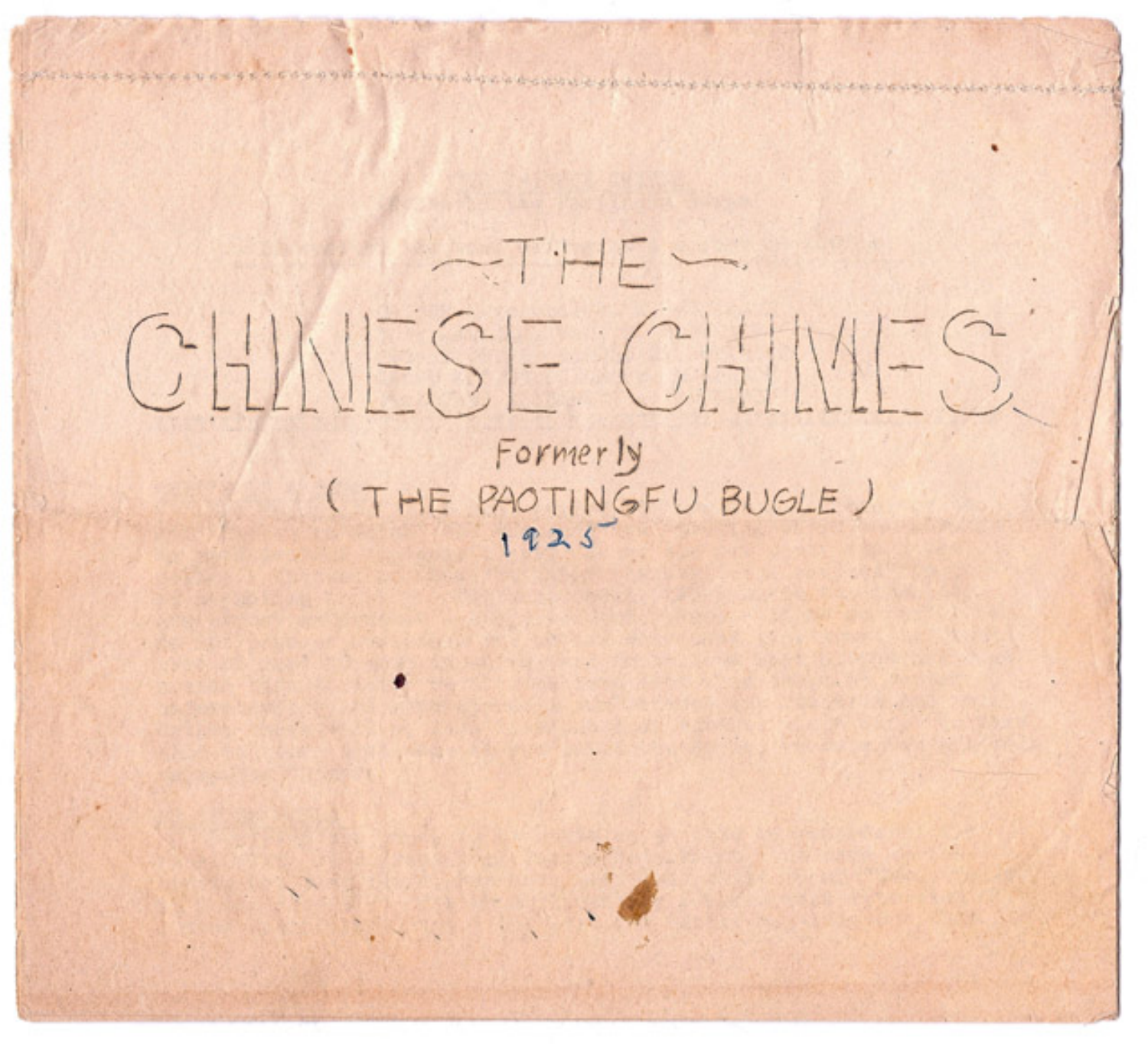# ~THE~

# CHINESE CHIMES

Formerly

( THE PAOTINGFU BUGLE )

1925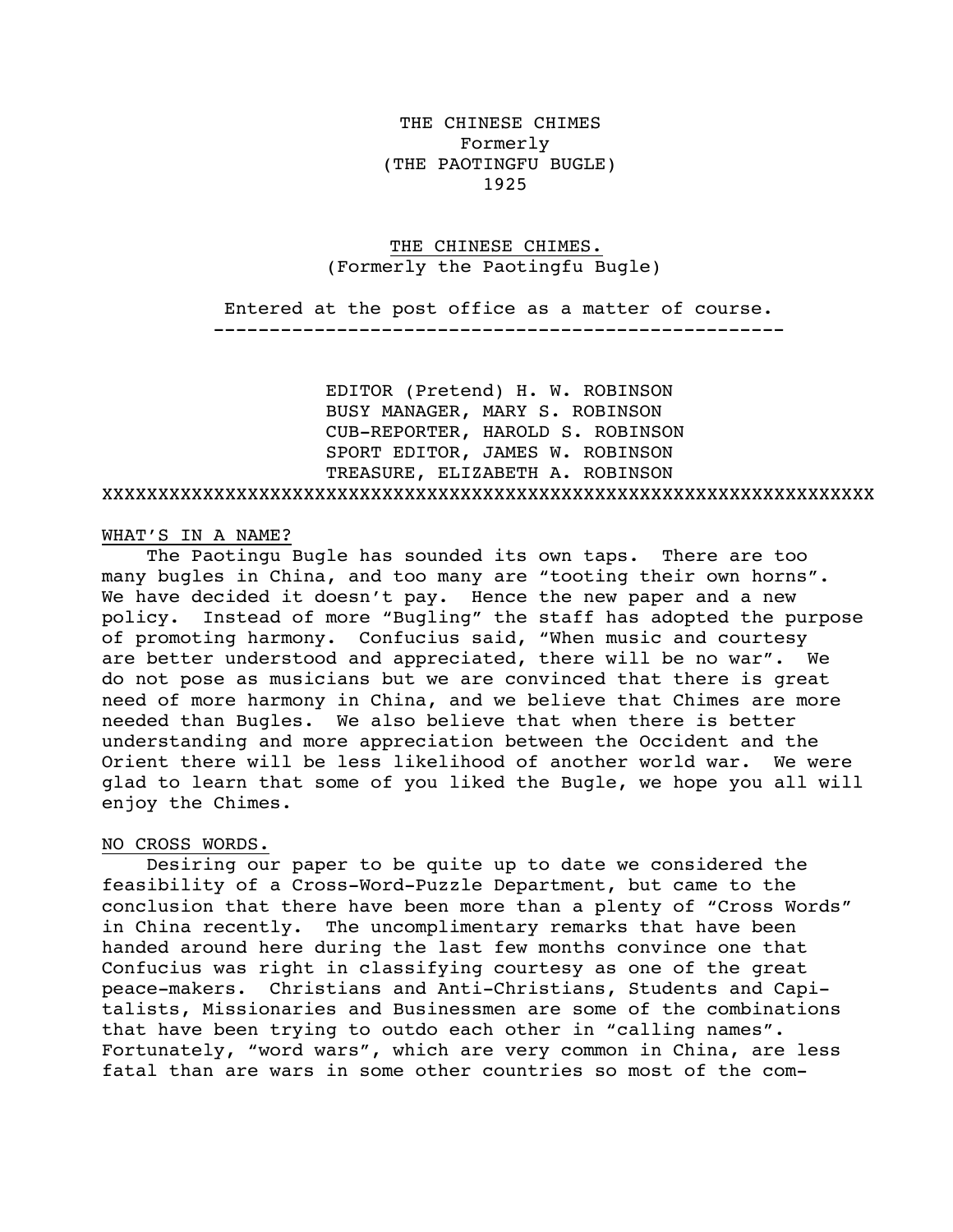THE CHINESE CHIMES
Formerly
(THE PAOTINGFU BUGLE)
1925

# THE CHINESE CHIMES.
(Formerly the Paotingfu Bugle)

Entered at the post office as a matter of course.

---

EDITOR (Pretend) H. W. ROBINSON
BUSY MANAGER, MARY S. ROBINSON
CUB-REPORTER, HAROLD S. ROBINSON
SPORT EDITOR, JAMES W. ROBINSON
TREASURE, ELIZABETH A. ROBINSON

xxxxxxxxxxxxxxxxxxxxxxxxxxxxxxxxxxxxxxxxxxxxxxxxxxxxxxxxxxxxxxxxxx

## WHAT'S IN A NAME?

The Paotingu Bugle has sounded its own taps. There are too many bugles in China, and too many are "tooting their own horns". We have decided it doesn't pay. Hence the new paper and a new policy. Instead of more "Bugling" the staff has adopted the purpose of promoting harmony. Confucius said, "When music and courtesy are better understood and appreciated, there will be no war". We do not pose as musicians but we are convinced that there is great need of more harmony in China, and we believe that Chimes are more needed than Bugles. We also believe that when there is better understanding and more appreciation between the Occident and the Orient there will be less likelihood of another world war. We were glad to learn that some of you liked the Bugle, we hope you all will enjoy the Chimes.

## NO CROSS WORDS.

Desiring our paper to be quite up to date we considered the feasibility of a Cross-Word-Puzzle Department, but came to the conclusion that there have been more than a plenty of "Cross Words" in China recently. The uncomplimentary remarks that have been handed around here during the last few months convince one that Confucius was right in classifying courtesy as one of the great peace-makers. Christians and Anti-Christians, Students and Capitalists, Missionaries and Businessmen are some of the combinations that have been trying to outdo each other in "calling names". Fortunately, "word wars", which are very common in China, are less fatal than are wars in some other countries so most of the com-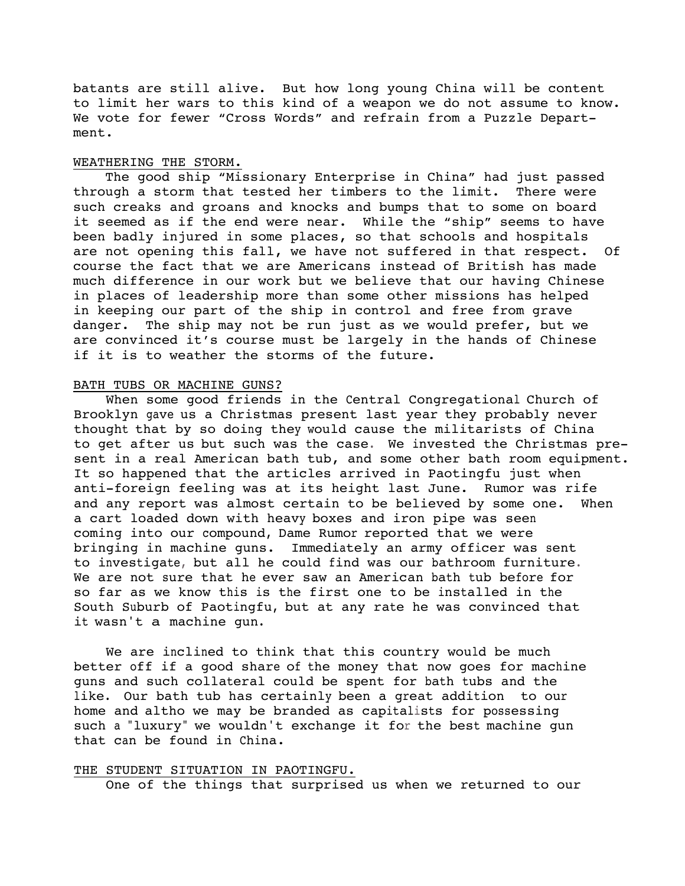batants are still alive. But how long young China will be content to limit her wars to this kind of a weapon we do not assume to know. We vote for fewer "Cross Words" and refrain from a Puzzle Department.

<u>WEATHERING THE STORM.</u>

The good ship "Missionary Enterprise in China" had just passed through a storm that tested her timbers to the limit. There were such creaks and groans and knocks and bumps that to some on board it seemed as if the end were near. While the "ship" seems to have been badly injured in some places, so that schools and hospitals are not opening this fall, we have not suffered in that respect. Of course the fact that we are Americans instead of British has made much difference in our work but we believe that our having Chinese in places of leadership more than some other missions has helped in keeping our part of the ship in control and free from grave danger. The ship may not be run just as we would prefer, but we are convinced it's course must be largely in the hands of Chinese if it is to weather the storms of the future.

<u>BATH TUBS OR MACHINE GUNS?</u>

When some good friends in the Central Congregational Church of Brooklyn gave us a Christmas present last year they probably never thought that by so doing they would cause the militarists of China to get after us but such was the case. We invested the Christmas present in a real American bath tub, and some other bath room equipment. It so happened that the articles arrived in Paotingfu just when anti-foreign feeling was at its height last June. Rumor was rife and any report was almost certain to be believed by some one. When a cart loaded down with heavy boxes and iron pipe was seen coming into our compound, Dame Rumor reported that we were bringing in machine guns. Immediately an army officer was sent to investigate, but all he could find was our bathroom furniture. We are not sure that he ever saw an American bath tub before for so far as we know this is the first one to be installed in the South Suburb of Paotingfu, but at any rate he was convinced that it wasn't a machine gun.

We are inclined to think that this country would be much better off if a good share of the money that now goes for machine guns and such collateral could be spent for bath tubs and the like. Our bath tub has certainly been a great addition to our home and altho we may be branded as capitalists for possessing such a "luxury" we wouldn't exchange it for the best machine gun that can be found in China.

<u>THE STUDENT SITUATION IN PAOTINGFU.</u>

One of the things that surprised us when we returned to our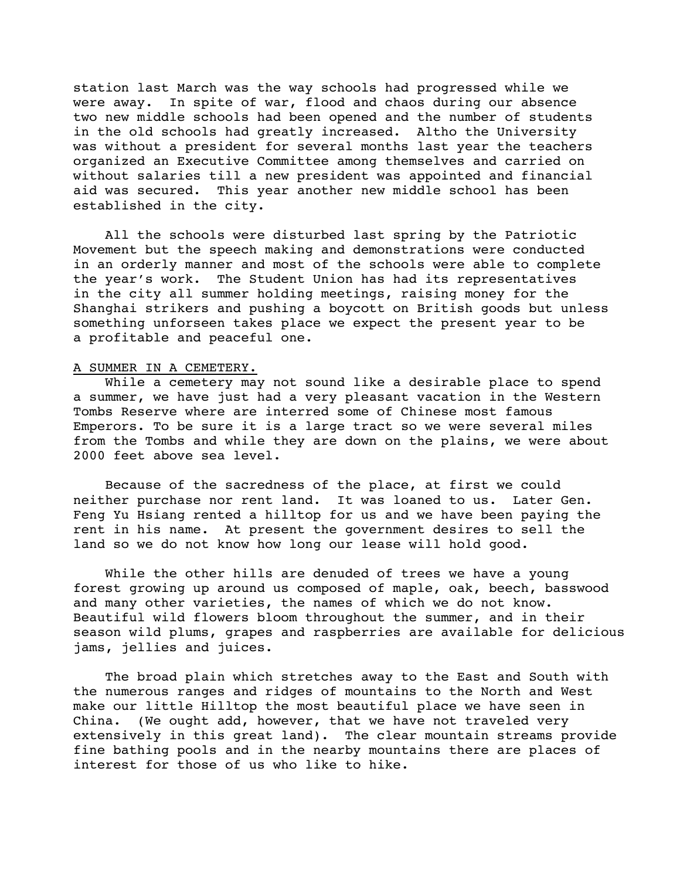station last March was the way schools had progressed while we were away. In spite of war, flood and chaos during our absence two new middle schools had been opened and the number of students in the old schools had greatly increased. Altho the University was without a president for several months last year the teachers organized an Executive Committee among themselves and carried on without salaries till a new president was appointed and financial aid was secured. This year another new middle school has been established in the city.

All the schools were disturbed last spring by the Patriotic Movement but the speech making and demonstrations were conducted in an orderly manner and most of the schools were able to complete the year's work. The Student Union has had its representatives in the city all summer holding meetings, raising money for the Shanghai strikers and pushing a boycott on British goods but unless something unforseen takes place we expect the present year to be a profitable and peaceful one.

A SUMMER IN A CEMETERY.

While a cemetery may not sound like a desirable place to spend a summer, we have just had a very pleasant vacation in the Western Tombs Reserve where are interred some of Chinese most famous Emperors. To be sure it is a large tract so we were several miles from the Tombs and while they are down on the plains, we were about 2000 feet above sea level.

Because of the sacredness of the place, at first we could neither purchase nor rent land. It was loaned to us. Later Gen. Feng Yu Hsiang rented a hilltop for us and we have been paying the rent in his name. At present the government desires to sell the land so we do not know how long our lease will hold good.

While the other hills are denuded of trees we have a young forest growing up around us composed of maple, oak, beech, basswood and many other varieties, the names of which we do not know. Beautiful wild flowers bloom throughout the summer, and in their season wild plums, grapes and raspberries are available for delicious jams, jellies and juices.

The broad plain which stretches away to the East and South with the numerous ranges and ridges of mountains to the North and West make our little Hilltop the most beautiful place we have seen in China. (We ought add, however, that we have not traveled very extensively in this great land). The clear mountain streams provide fine bathing pools and in the nearby mountains there are places of interest for those of us who like to hike.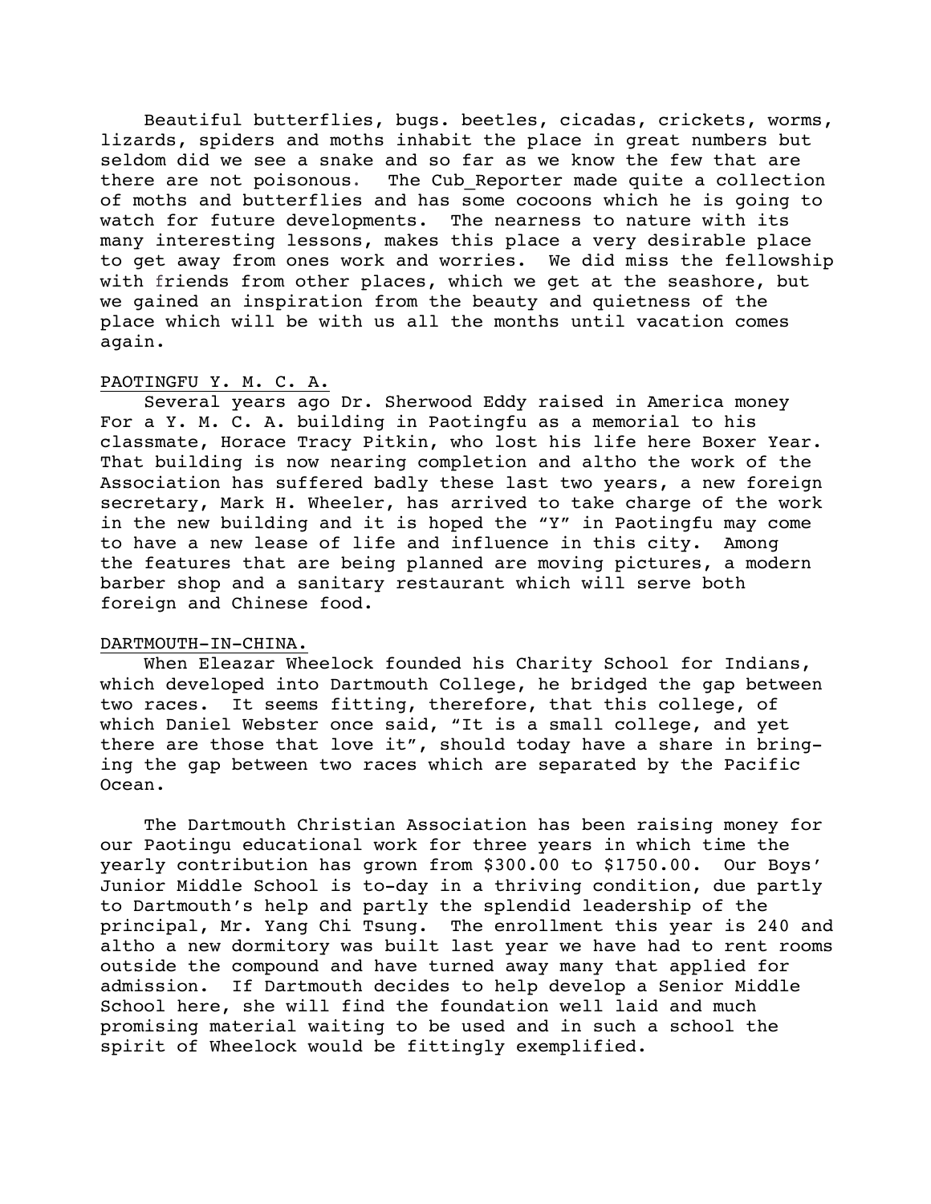Beautiful butterflies, bugs. beetles, cicadas, crickets, worms, lizards, spiders and moths inhabit the place in great numbers but seldom did we see a snake and so far as we know the few that are there are not poisonous. The Cub_Reporter made quite a collection of moths and butterflies and has some cocoons which he is going to watch for future developments. The nearness to nature with its many interesting lessons, makes this place a very desirable place to get away from ones work and worries. We did miss the fellowship with friends from other places, which we get at the seashore, but we gained an inspiration from the beauty and quietness of the place which will be with us all the months until vacation comes again.

<u>PAOTINGFU Y. M. C. A.</u>

Several years ago Dr. Sherwood Eddy raised in America money For a Y. M. C. A. building in Paotingfu as a memorial to his classmate, Horace Tracy Pitkin, who lost his life here Boxer Year. That building is now nearing completion and altho the work of the Association has suffered badly these last two years, a new foreign secretary, Mark H. Wheeler, has arrived to take charge of the work in the new building and it is hoped the "Y" in Paotingfu may come to have a new lease of life and influence in this city. Among the features that are being planned are moving pictures, a modern barber shop and a sanitary restaurant which will serve both foreign and Chinese food.

<u>DARTMOUTH-IN-CHINA.</u>

When Eleazar Wheelock founded his Charity School for Indians, which developed into Dartmouth College, he bridged the gap between two races. It seems fitting, therefore, that this college, of which Daniel Webster once said, "It is a small college, and yet there are those that love it", should today have a share in bringing the gap between two races which are separated by the Pacific Ocean.

The Dartmouth Christian Association has been raising money for our Paotingu educational work for three years in which time the yearly contribution has grown from $300.00 to $1750.00. Our Boys' Junior Middle School is to-day in a thriving condition, due partly to Dartmouth's help and partly the splendid leadership of the principal, Mr. Yang Chi Tsung. The enrollment this year is 240 and altho a new dormitory was built last year we have had to rent rooms outside the compound and have turned away many that applied for admission. If Dartmouth decides to help develop a Senior Middle School here, she will find the foundation well laid and much promising material waiting to be used and in such a school the spirit of Wheelock would be fittingly exemplified.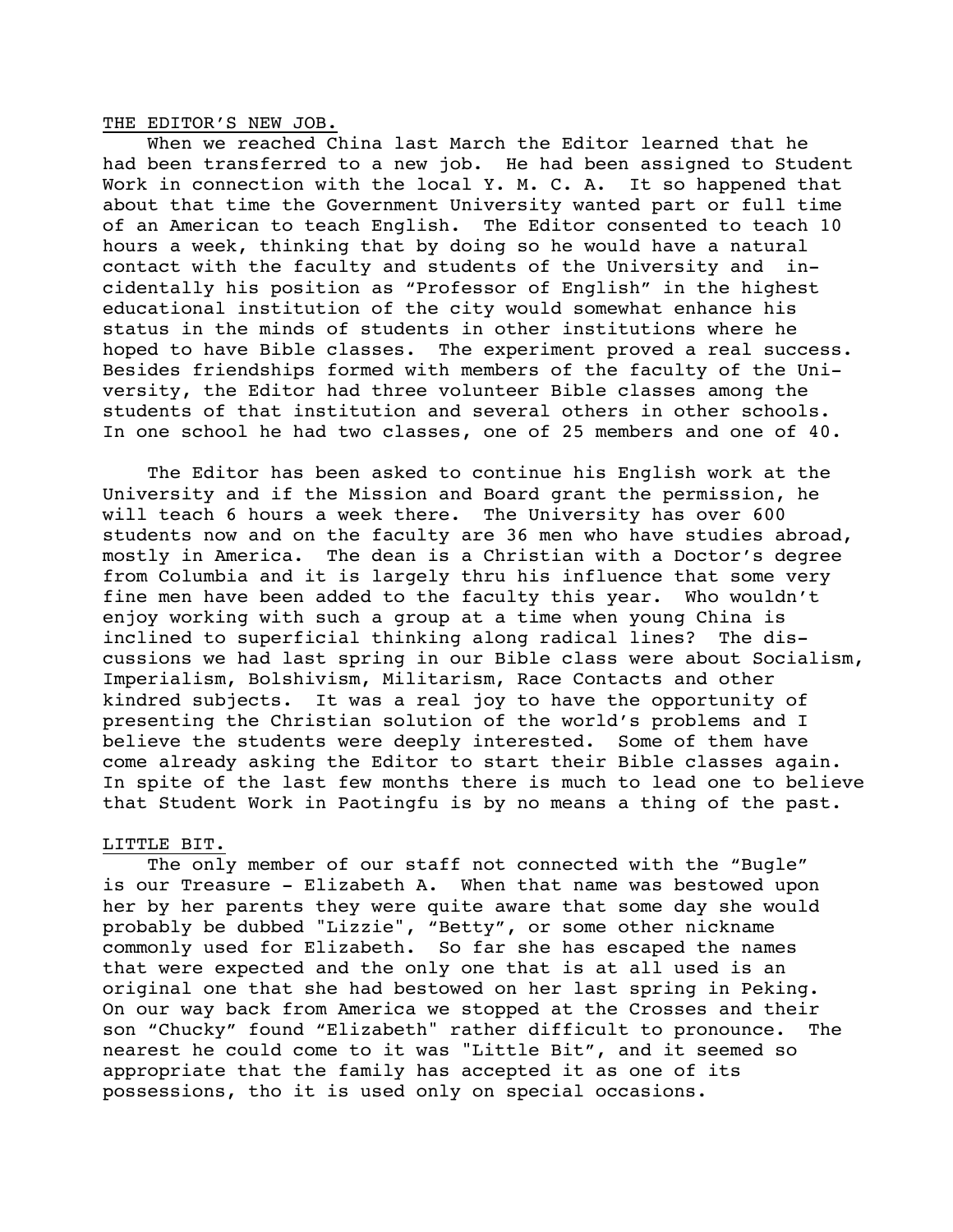## THE EDITOR'S NEW JOB.

When we reached China last March the Editor learned that he had been transferred to a new job. He had been assigned to Student Work in connection with the local Y. M. C. A. It so happened that about that time the Government University wanted part or full time of an American to teach English. The Editor consented to teach 10 hours a week, thinking that by doing so he would have a natural contact with the faculty and students of the University and incidentally his position as "Professor of English" in the highest educational institution of the city would somewhat enhance his status in the minds of students in other institutions where he hoped to have Bible classes. The experiment proved a real success. Besides friendships formed with members of the faculty of the University, the Editor had three volunteer Bible classes among the students of that institution and several others in other schools. In one school he had two classes, one of 25 members and one of 40.

The Editor has been asked to continue his English work at the University and if the Mission and Board grant the permission, he will teach 6 hours a week there. The University has over 600 students now and on the faculty are 36 men who have studies abroad, mostly in America. The dean is a Christian with a Doctor's degree from Columbia and it is largely thru his influence that some very fine men have been added to the faculty this year. Who wouldn't enjoy working with such a group at a time when young China is inclined to superficial thinking along radical lines? The discussions we had last spring in our Bible class were about Socialism, Imperialism, Bolshivism, Militarism, Race Contacts and other kindred subjects. It was a real joy to have the opportunity of presenting the Christian solution of the world's problems and I believe the students were deeply interested. Some of them have come already asking the Editor to start their Bible classes again. In spite of the last few months there is much to lead one to believe that Student Work in Paotingfu is by no means a thing of the past.

## LITTLE BIT.

The only member of our staff not connected with the "Bugle" is our Treasure - Elizabeth A. When that name was bestowed upon her by her parents they were quite aware that some day she would probably be dubbed "Lizzie", "Betty", or some other nickname commonly used for Elizabeth. So far she has escaped the names that were expected and the only one that is at all used is an original one that she had bestowed on her last spring in Peking. On our way back from America we stopped at the Crosses and their son "Chucky" found "Elizabeth" rather difficult to pronounce. The nearest he could come to it was "Little Bit", and it seemed so appropriate that the family has accepted it as one of its possessions, tho it is used only on special occasions.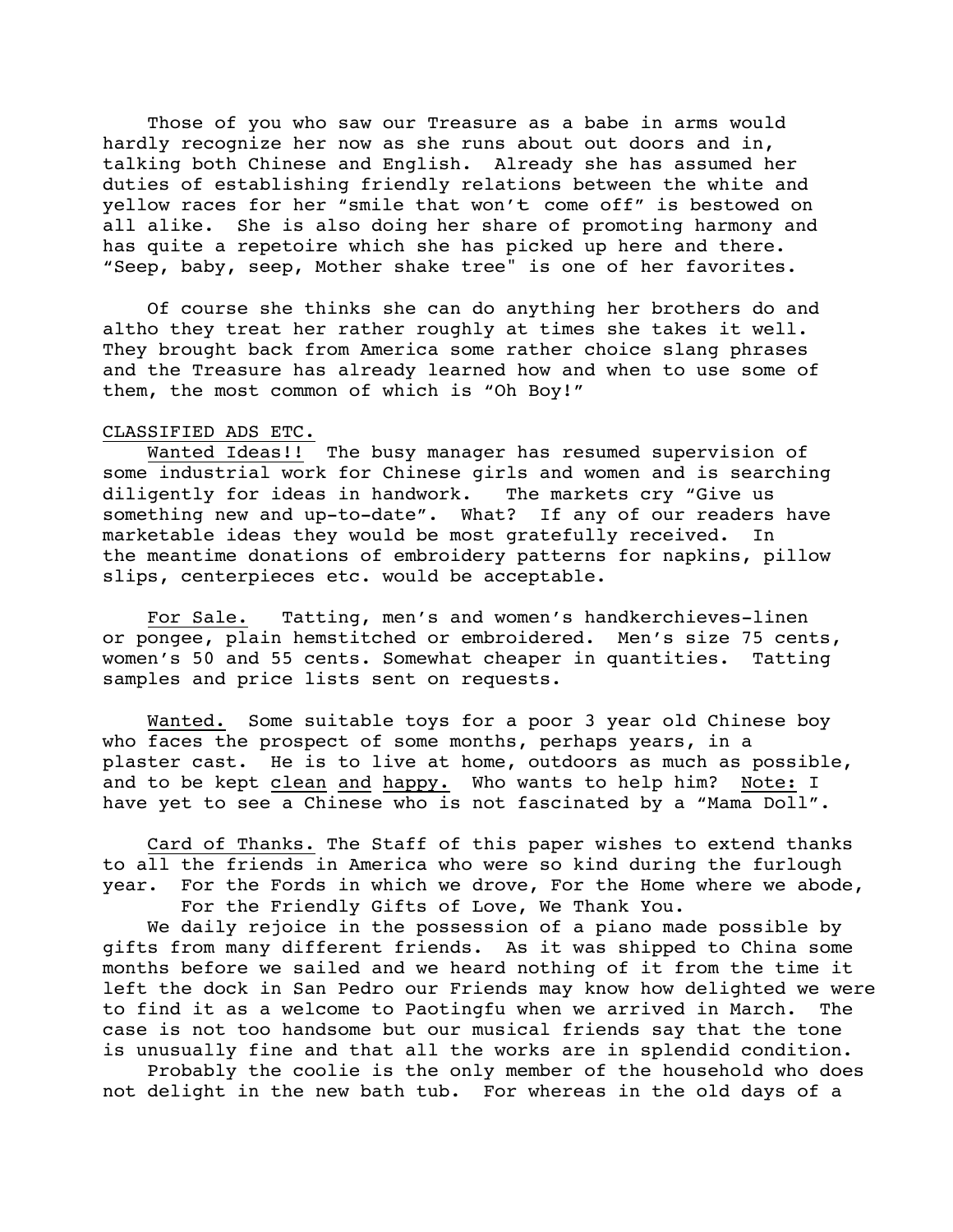Those of you who saw our Treasure as a babe in arms would hardly recognize her now as she runs about out doors and in, talking both Chinese and English. Already she has assumed her duties of establishing friendly relations between the white and yellow races for her "smile that won't come off" is bestowed on all alike. She is also doing her share of promoting harmony and has quite a repetoire which she has picked up here and there. "Seep, baby, seep, Mother shake tree" is one of her favorites.

Of course she thinks she can do anything her brothers do and altho they treat her rather roughly at times she takes it well. They brought back from America some rather choice slang phrases and the Treasure has already learned how and when to use some of them, the most common of which is "Oh Boy!"

<u>CLASSIFIED ADS ETC.</u>

<u>Wanted Ideas!!</u> The busy manager has resumed supervision of some industrial work for Chinese girls and women and is searching diligently for ideas in handwork. The markets cry "Give us something new and up-to-date". What? If any of our readers have marketable ideas they would be most gratefully received. In the meantime donations of embroidery patterns for napkins, pillow slips, centerpieces etc. would be acceptable.

<u>For Sale.</u> Tatting, men's and women's handkerchieves-linen or pongee, plain hemstitched or embroidered. Men's size 75 cents, women's 50 and 55 cents. Somewhat cheaper in quantities. Tatting samples and price lists sent on requests.

<u>Wanted.</u> Some suitable toys for a poor 3 year old Chinese boy who faces the prospect of some months, perhaps years, in a plaster cast. He is to live at home, outdoors as much as possible, and to be kept <u>clean</u> <u>and</u> <u>happy.</u> Who wants to help him? <u>Note:</u> I have yet to see a Chinese who is not fascinated by a "Mama Doll".

<u>Card of Thanks.</u> The Staff of this paper wishes to extend thanks to all the friends in America who were so kind during the furlough year. For the Fords in which we drove, For the Home where we abode, For the Friendly Gifts of Love, We Thank You.

We daily rejoice in the possession of a piano made possible by gifts from many different friends. As it was shipped to China some months before we sailed and we heard nothing of it from the time it left the dock in San Pedro our Friends may know how delighted we were to find it as a welcome to Paotingfu when we arrived in March. The case is not too handsome but our musical friends say that the tone is unusually fine and that all the works are in splendid condition.

Probably the coolie is the only member of the household who does not delight in the new bath tub. For whereas in the old days of a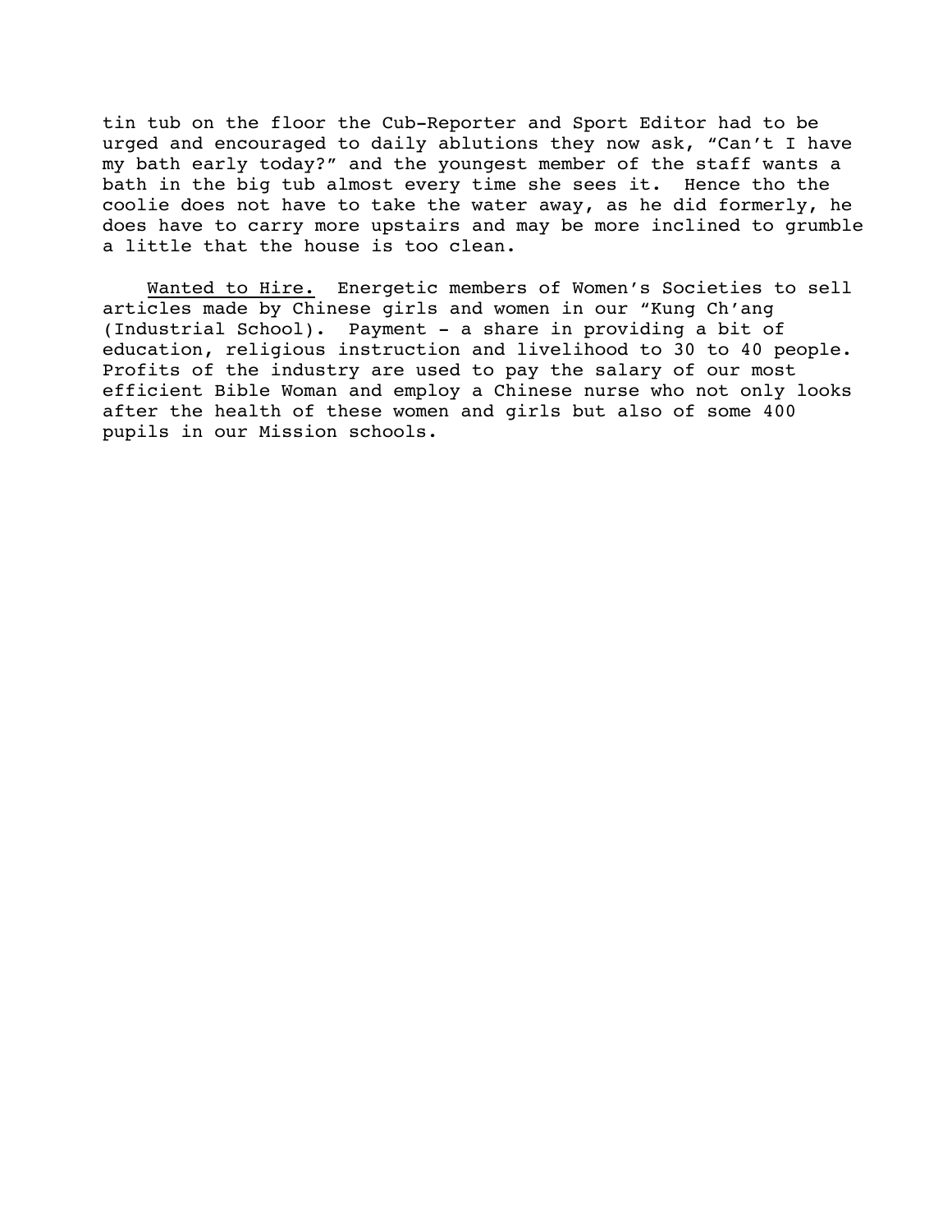tin tub on the floor the Cub-Reporter and Sport Editor had to be urged and encouraged to daily ablutions they now ask, "Can't I have my bath early today?" and the youngest member of the staff wants a bath in the big tub almost every time she sees it. Hence tho the coolie does not have to take the water away, as he did formerly, he does have to carry more upstairs and may be more inclined to grumble a little that the house is too clean.

Wanted to Hire. Energetic members of Women's Societies to sell articles made by Chinese girls and women in our "Kung Ch'ang (Industrial School). Payment - a share in providing a bit of education, religious instruction and livelihood to 30 to 40 people. Profits of the industry are used to pay the salary of our most efficient Bible Woman and employ a Chinese nurse who not only looks after the health of these women and girls but also of some 400 pupils in our Mission schools.